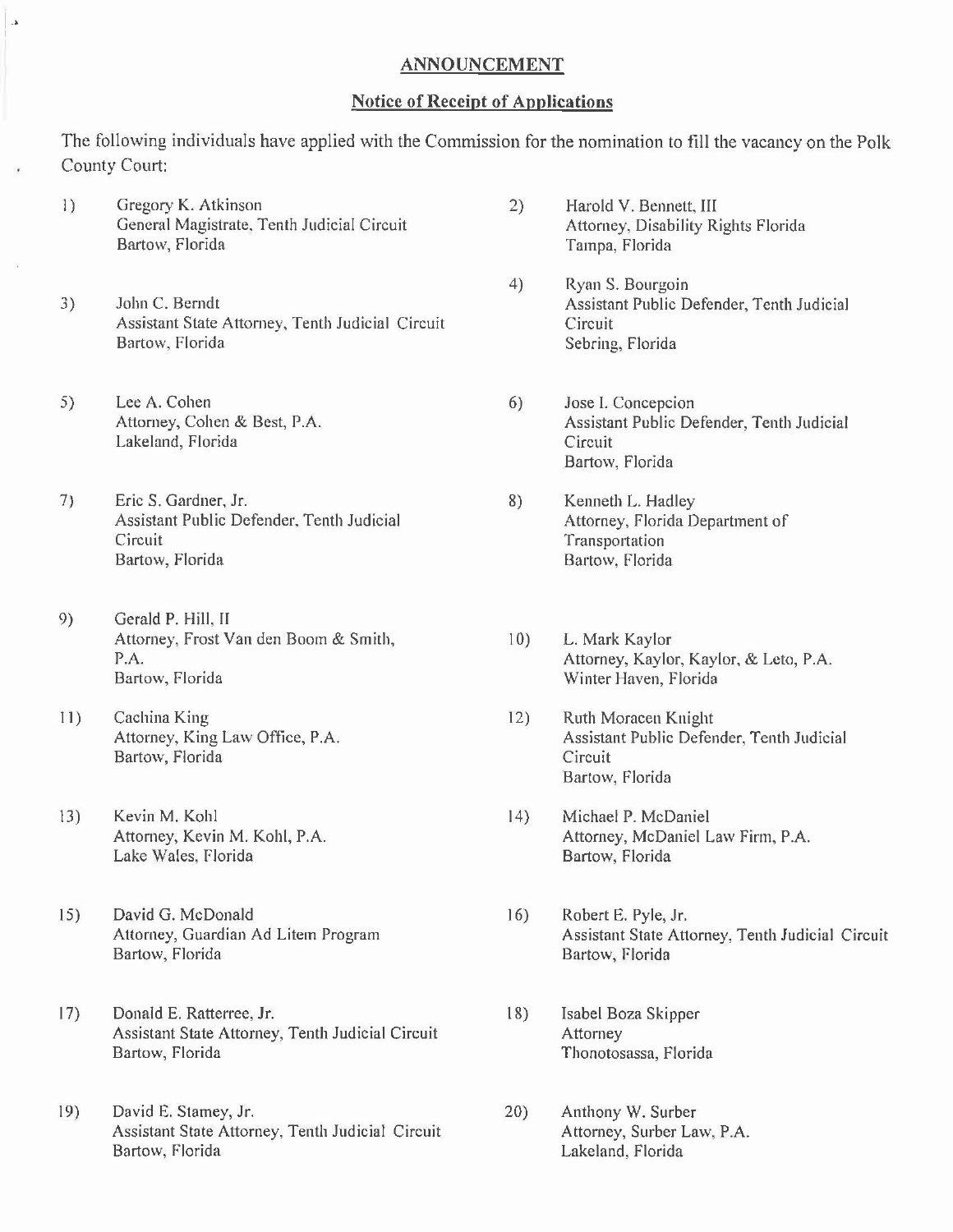## ANNOUNCEMENT

### Notice of Receipt of Applications

The following individuals have applied with the Commission for the nomination to fill the vacancy on the Polk County Court:

1) Gregory K. Atkinson
General Magistrate, Tenth Judicial Circuit
Bartow, Florida

2) Harold V. Bennett, III
Attorney, Disability Rights Florida
Tampa, Florida

3) John C. Berndt
Assistant State Attorney, Tenth Judicial Circuit
Bartow, Florida

4) Ryan S. Bourgoin
Assistant Public Defender, Tenth Judicial Circuit
Sebring, Florida

5) Lee A. Cohen
Attorney, Cohen & Best, P.A.
Lakeland, Florida

6) Jose I. Concepcion
Assistant Public Defender, Tenth Judicial Circuit
Bartow, Florida

7) Eric S. Gardner, Jr.
Assistant Public Defender, Tenth Judicial Circuit
Bartow, Florida

8) Kenneth L. Hadley
Attorney, Florida Department of Transportation
Bartow, Florida

9) Gerald P. Hill, II
Attorney, Frost Van den Boom & Smith, P.A.
Bartow, Florida

10) L. Mark Kaylor
Attorney, Kaylor, Kaylor, & Leto, P.A.
Winter Haven, Florida

11) Cachina King
Attorney, King Law Office, P.A.
Bartow, Florida

12) Ruth Moracen Knight
Assistant Public Defender, Tenth Judicial Circuit
Bartow, Florida

13) Kevin M. Kohl
Attorney, Kevin M. Kohl, P.A.
Lake Wales, Florida

14) Michael P. McDaniel
Attorney, McDaniel Law Firm, P.A.
Bartow, Florida

15) David G. McDonald
Attorney, Guardian Ad Litem Program
Bartow, Florida

16) Robert E. Pyle, Jr.
Assistant State Attorney, Tenth Judicial Circuit
Bartow, Florida

17) Donald E. Ratterree, Jr.
Assistant State Attorney, Tenth Judicial Circuit
Bartow, Florida

18) Isabel Boza Skipper
Attorney
Thonotosassa, Florida

19) David E. Stamey, Jr.
Assistant State Attorney, Tenth Judicial Circuit
Bartow, Florida

20) Anthony W. Surber
Attorney, Surber Law, P.A.
Lakeland, Florida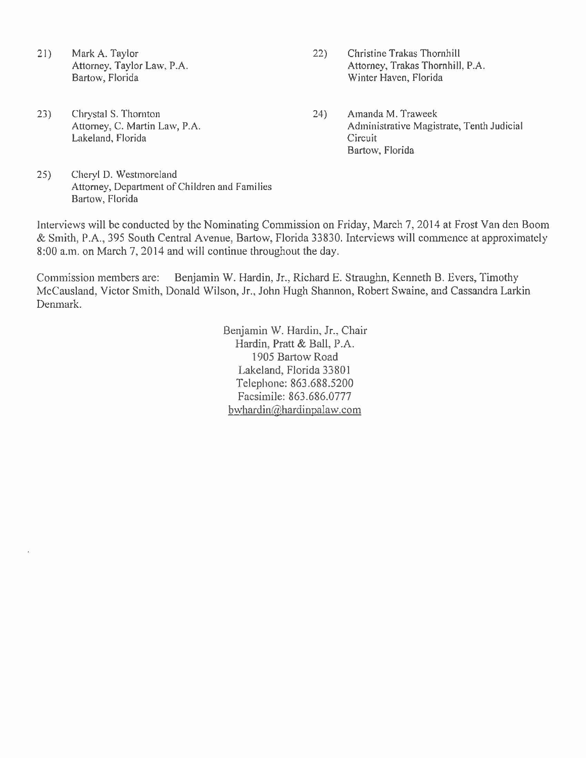21) Mark A. Taylor
Attorney, Taylor Law, P.A.
Bartow, Florida

22) Christine Trakas Thornhill
Attorney, Trakas Thornhill, P.A.
Winter Haven, Florida

23) Chrystal S. Thornton
Attorney, C. Martin Law, P.A.
Lakeland, Florida

24) Amanda M. Traweek
Administrative Magistrate, Tenth Judicial Circuit
Bartow, Florida

25) Cheryl D. Westmoreland
Attorney, Department of Children and Families
Bartow, Florida

Interviews will be conducted by the Nominating Commission on Friday, March 7, 2014 at Frost Van den Boom & Smith, P.A., 395 South Central Avenue, Bartow, Florida 33830. Interviews will commence at approximately 8:00 a.m. on March 7, 2014 and will continue throughout the day.

Commission members are: Benjamin W. Hardin, Jr., Richard E. Straughn, Kenneth B. Evers, Timothy McCausland, Victor Smith, Donald Wilson, Jr., John Hugh Shannon, Robert Swaine, and Cassandra Larkin Denmark.

Benjamin W. Hardin, Jr., Chair
Hardin, Pratt & Ball, P.A.
1905 Bartow Road
Lakeland, Florida 33801
Telephone: 863.688.5200
Facsimile: 863.686.0777
bwhardin@hardinpalaw.com